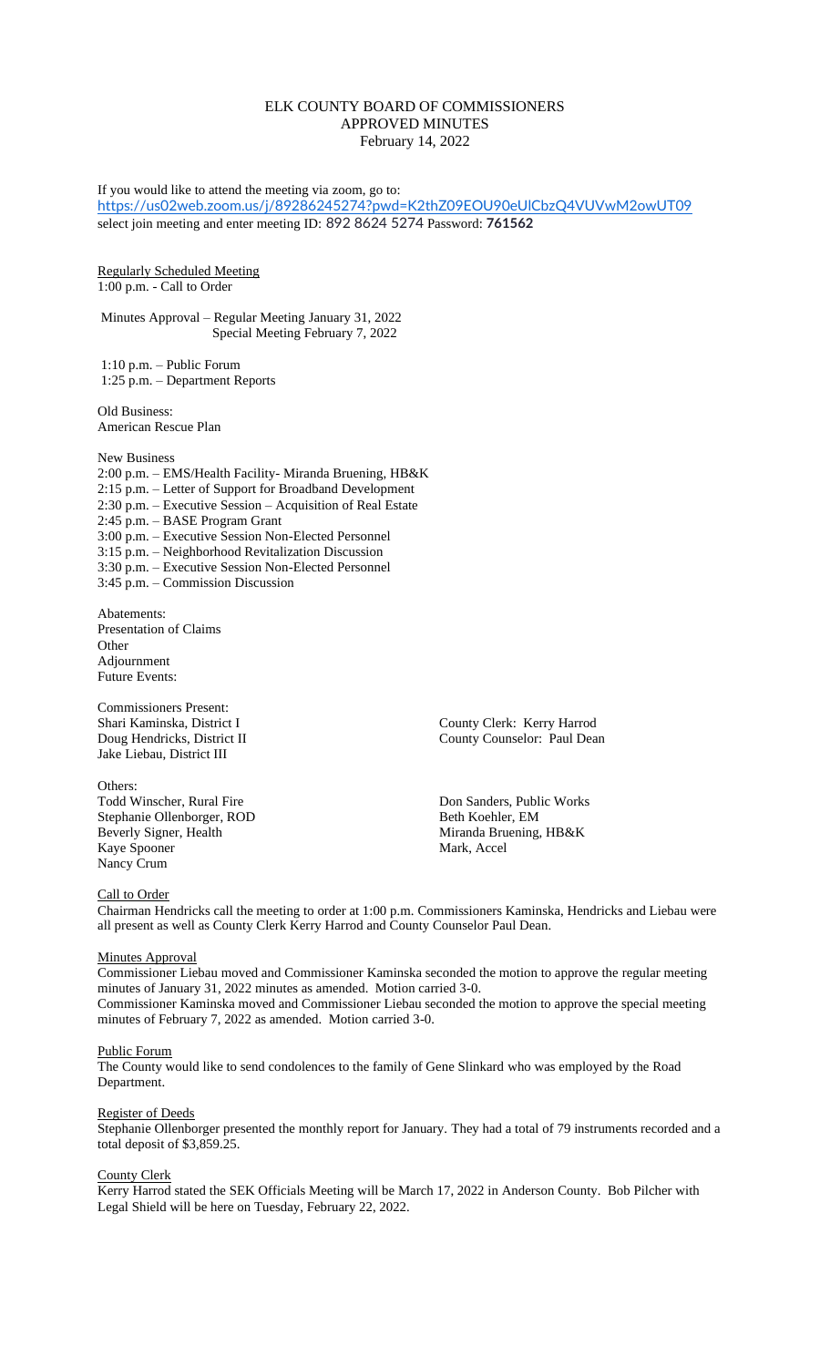# ELK COUNTY BOARD OF COMMISSIONERS
## APPROVED MINUTES
February 14, 2022

If you would like to attend the meeting via zoom, go to:
https://us02web.zoom.us/j/89286245274?pwd=K2thZ09EOU90eUlCbzQ4VUVwM2owUT09
select join meeting and enter meeting ID: 892 8624 5274 Password: **761562**

Regularly Scheduled Meeting
1:00 p.m. - Call to Order

Minutes Approval – Regular Meeting January 31, 2022
Special Meeting February 7, 2022

1:10 p.m. – Public Forum
1:25 p.m. – Department Reports

Old Business:
American Rescue Plan

New Business
2:00 p.m. – EMS/Health Facility- Miranda Bruening, HB&K
2:15 p.m. – Letter of Support for Broadband Development
2:30 p.m. – Executive Session – Acquisition of Real Estate
2:45 p.m. – BASE Program Grant
3:00 p.m. – Executive Session Non-Elected Personnel
3:15 p.m. – Neighborhood Revitalization Discussion
3:30 p.m. – Executive Session Non-Elected Personnel
3:45 p.m. – Commission Discussion

Abatements:
Presentation of Claims
Other
Adjournment
Future Events:

Commissioners Present:
Shari Kaminska, District I
Doug Hendricks, District II
Jake Liebau, District III

County Clerk: Kerry Harrod
County Counselor: Paul Dean

Others:
Todd Winscher, Rural Fire
Stephanie Ollenborger, ROD
Beverly Signer, Health
Kaye Spooner
Nancy Crum
Don Sanders, Public Works
Beth Koehler, EM
Miranda Bruening, HB&K
Mark, Accel

Call to Order
Chairman Hendricks call the meeting to order at 1:00 p.m. Commissioners Kaminska, Hendricks and Liebau were all present as well as County Clerk Kerry Harrod and County Counselor Paul Dean.

Minutes Approval
Commissioner Liebau moved and Commissioner Kaminska seconded the motion to approve the regular meeting minutes of January 31, 2022 minutes as amended. Motion carried 3-0.
Commissioner Kaminska moved and Commissioner Liebau seconded the motion to approve the special meeting minutes of February 7, 2022 as amended. Motion carried 3-0.

Public Forum
The County would like to send condolences to the family of Gene Slinkard who was employed by the Road Department.

Register of Deeds
Stephanie Ollenborger presented the monthly report for January. They had a total of 79 instruments recorded and a total deposit of $3,859.25.

County Clerk
Kerry Harrod stated the SEK Officials Meeting will be March 17, 2022 in Anderson County. Bob Pilcher with Legal Shield will be here on Tuesday, February 22, 2022.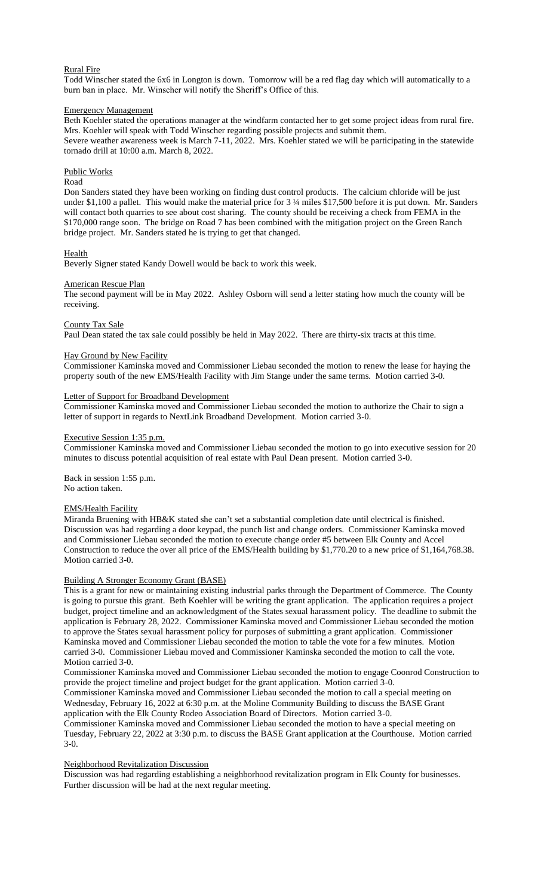## Rural Fire

Todd Winscher stated the 6x6 in Longton is down. Tomorrow will be a red flag day which will automatically to a burn ban in place. Mr. Winscher will notify the Sheriff's Office of this.

## Emergency Management

Beth Koehler stated the operations manager at the windfarm contacted her to get some project ideas from rural fire. Mrs. Koehler will speak with Todd Winscher regarding possible projects and submit them.
Severe weather awareness week is March 7-11, 2022. Mrs. Koehler stated we will be participating in the statewide tornado drill at 10:00 a.m. March 8, 2022.

## Public Works

### Road

Don Sanders stated they have been working on finding dust control products. The calcium chloride will be just under $1,100 a pallet. This would make the material price for 3 ¼ miles $17,500 before it is put down. Mr. Sanders will contact both quarries to see about cost sharing. The county should be receiving a check from FEMA in the $170,000 range soon. The bridge on Road 7 has been combined with the mitigation project on the Green Ranch bridge project. Mr. Sanders stated he is trying to get that changed.

## Health

Beverly Signer stated Kandy Dowell would be back to work this week.

## American Rescue Plan

The second payment will be in May 2022. Ashley Osborn will send a letter stating how much the county will be receiving.

## County Tax Sale

Paul Dean stated the tax sale could possibly be held in May 2022. There are thirty-six tracts at this time.

## Hay Ground by New Facility

Commissioner Kaminska moved and Commissioner Liebau seconded the motion to renew the lease for haying the property south of the new EMS/Health Facility with Jim Stange under the same terms. Motion carried 3-0.

## Letter of Support for Broadband Development

Commissioner Kaminska moved and Commissioner Liebau seconded the motion to authorize the Chair to sign a letter of support in regards to NextLink Broadband Development. Motion carried 3-0.

## Executive Session 1:35 p.m.

Commissioner Kaminska moved and Commissioner Liebau seconded the motion to go into executive session for 20 minutes to discuss potential acquisition of real estate with Paul Dean present. Motion carried 3-0.

Back in session 1:55 p.m.
No action taken.

## EMS/Health Facility

Miranda Bruening with HB&K stated she can't set a substantial completion date until electrical is finished. Discussion was had regarding a door keypad, the punch list and change orders. Commissioner Kaminska moved and Commissioner Liebau seconded the motion to execute change order #5 between Elk County and Accel Construction to reduce the over all price of the EMS/Health building by $1,770.20 to a new price of $1,164,768.38. Motion carried 3-0.

## Building A Stronger Economy Grant (BASE)

This is a grant for new or maintaining existing industrial parks through the Department of Commerce. The County is going to pursue this grant. Beth Koehler will be writing the grant application. The application requires a project budget, project timeline and an acknowledgment of the States sexual harassment policy. The deadline to submit the application is February 28, 2022. Commissioner Kaminska moved and Commissioner Liebau seconded the motion to approve the States sexual harassment policy for purposes of submitting a grant application. Commissioner Kaminska moved and Commissioner Liebau seconded the motion to table the vote for a few minutes. Motion carried 3-0. Commissioner Liebau moved and Commissioner Kaminska seconded the motion to call the vote. Motion carried 3-0.

Commissioner Kaminska moved and Commissioner Liebau seconded the motion to engage Coonrod Construction to provide the project timeline and project budget for the grant application. Motion carried 3-0.

Commissioner Kaminska moved and Commissioner Liebau seconded the motion to call a special meeting on Wednesday, February 16, 2022 at 6:30 p.m. at the Moline Community Building to discuss the BASE Grant application with the Elk County Rodeo Association Board of Directors. Motion carried 3-0.

Commissioner Kaminska moved and Commissioner Liebau seconded the motion to have a special meeting on Tuesday, February 22, 2022 at 3:30 p.m. to discuss the BASE Grant application at the Courthouse. Motion carried 3-0.

## Neighborhood Revitalization Discussion

Discussion was had regarding establishing a neighborhood revitalization program in Elk County for businesses. Further discussion will be had at the next regular meeting.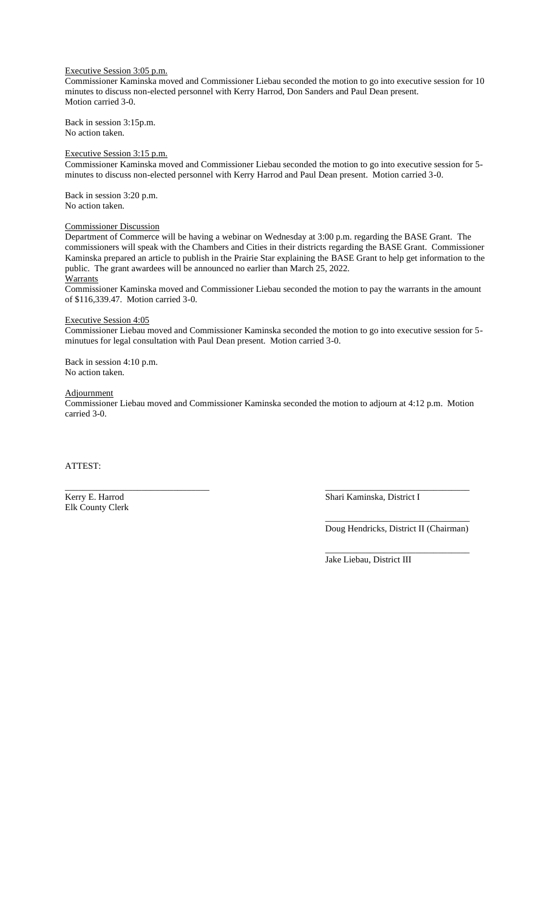Executive Session 3:05 p.m.

Commissioner Kaminska moved and Commissioner Liebau seconded the motion to go into executive session for 10 minutes to discuss non-elected personnel with Kerry Harrod, Don Sanders and Paul Dean present. Motion carried 3-0.

Back in session 3:15p.m.
No action taken.

Executive Session 3:15 p.m.

Commissioner Kaminska moved and Commissioner Liebau seconded the motion to go into executive session for 5-minutes to discuss non-elected personnel with Kerry Harrod and Paul Dean present. Motion carried 3-0.

Back in session 3:20 p.m.
No action taken.

Commissioner Discussion

Department of Commerce will be having a webinar on Wednesday at 3:00 p.m. regarding the BASE Grant. The commissioners will speak with the Chambers and Cities in their districts regarding the BASE Grant. Commissioner Kaminska prepared an article to publish in the Prairie Star explaining the BASE Grant to help get information to the public. The grant awardees will be announced no earlier than March 25, 2022.

Warrants

Commissioner Kaminska moved and Commissioner Liebau seconded the motion to pay the warrants in the amount of $116,339.47. Motion carried 3-0.

Executive Session 4:05

Commissioner Liebau moved and Commissioner Kaminska seconded the motion to go into executive session for 5-minutues for legal consultation with Paul Dean present. Motion carried 3-0.

Back in session 4:10 p.m.
No action taken.

Adjournment

Commissioner Liebau moved and Commissioner Kaminska seconded the motion to adjourn at 4:12 p.m. Motion carried 3-0.

ATTEST:

\_\_\_\_\_\_\_\_\_\_\_\_\_\_\_\_\_\_\_\_\_\_\_\_\_\_\_\_\_\_\_\_
Kerry E. Harrod
Elk County Clerk

\_\_\_\_\_\_\_\_\_\_\_\_\_\_\_\_\_\_\_\_\_\_\_\_\_\_\_\_\_\_\_\_
Shari Kaminska, District I

\_\_\_\_\_\_\_\_\_\_\_\_\_\_\_\_\_\_\_\_\_\_\_\_\_\_\_\_\_\_\_\_
Doug Hendricks, District II (Chairman)

\_\_\_\_\_\_\_\_\_\_\_\_\_\_\_\_\_\_\_\_\_\_\_\_\_\_\_\_\_\_\_\_
Jake Liebau, District III